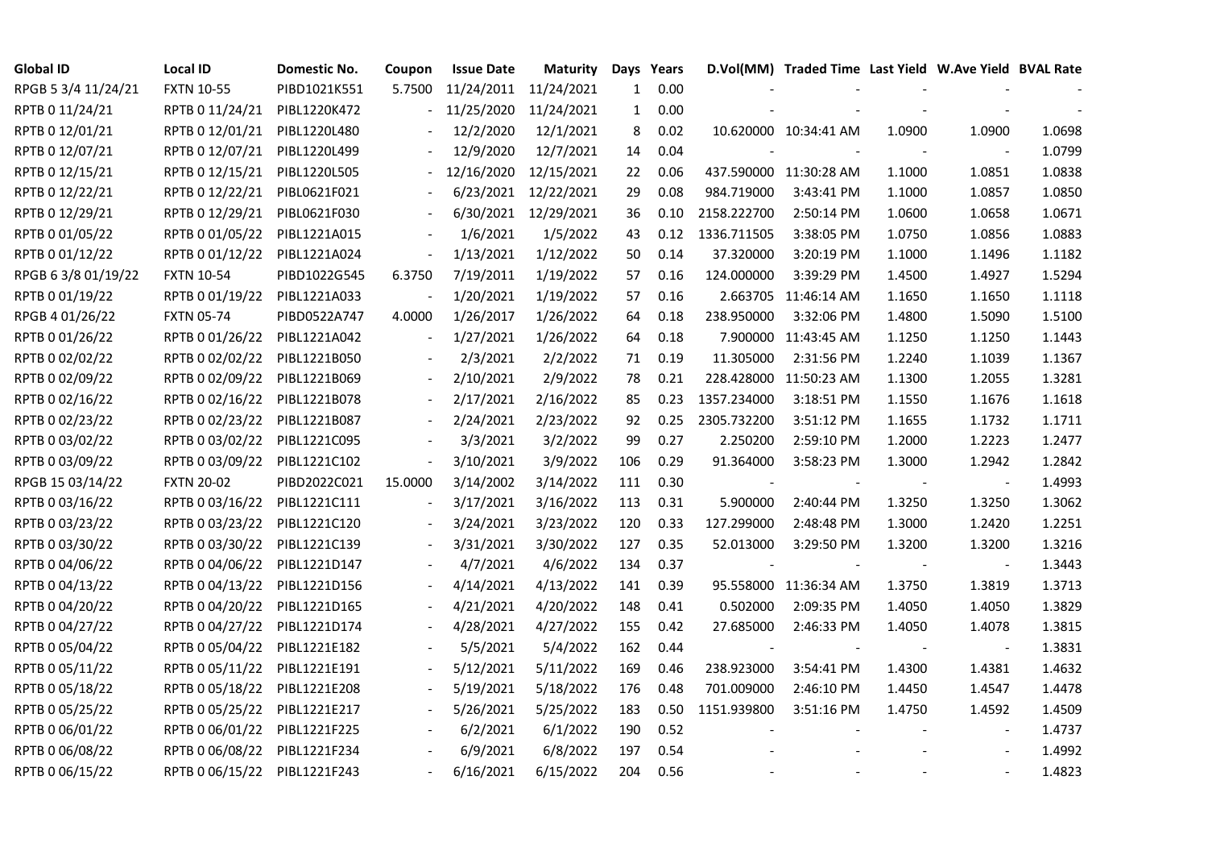| Global ID | Local ID | Domestic No. | Coupon | Issue Date | Maturity | Days | Years | D.Vol(MM) | Traded Time | Last Yield | W.Ave Yield | BVAL Rate |
|---|---|---|---|---|---|---|---|---|---|---|---|---|
| RPGB 5 3/4 11/24/21 | FXTN 10-55 | PIBD1021K551 | 5.7500 | 11/24/2011 | 11/24/2021 | 1 | 0.00 | - | - | - | - | - |
| RPTB 0 11/24/21 | RPTB 0 11/24/21 | PIBL1220K472 | - | 11/25/2020 | 11/24/2021 | 1 | 0.00 | - | - | - | - | - |
| RPTB 0 12/01/21 | RPTB 0 12/01/21 | PIBL1220L480 | - | 12/2/2020 | 12/1/2021 | 8 | 0.02 | 10.620000 | 10:34:41 AM | 1.0900 | 1.0900 | 1.0698 |
| RPTB 0 12/07/21 | RPTB 0 12/07/21 | PIBL1220L499 | - | 12/9/2020 | 12/7/2021 | 14 | 0.04 | - | - | - | - | 1.0799 |
| RPTB 0 12/15/21 | RPTB 0 12/15/21 | PIBL1220L505 | - | 12/16/2020 | 12/15/2021 | 22 | 0.06 | 437.590000 | 11:30:28 AM | 1.1000 | 1.0851 | 1.0838 |
| RPTB 0 12/22/21 | RPTB 0 12/22/21 | PIBL0621F021 | - | 6/23/2021 | 12/22/2021 | 29 | 0.08 | 984.719000 | 3:43:41 PM | 1.1000 | 1.0857 | 1.0850 |
| RPTB 0 12/29/21 | RPTB 0 12/29/21 | PIBL0621F030 | - | 6/30/2021 | 12/29/2021 | 36 | 0.10 | 2158.222700 | 2:50:14 PM | 1.0600 | 1.0658 | 1.0671 |
| RPTB 0 01/05/22 | RPTB 0 01/05/22 | PIBL1221A015 | - | 1/6/2021 | 1/5/2022 | 43 | 0.12 | 1336.711505 | 3:38:05 PM | 1.0750 | 1.0856 | 1.0883 |
| RPTB 0 01/12/22 | RPTB 0 01/12/22 | PIBL1221A024 | - | 1/13/2021 | 1/12/2022 | 50 | 0.14 | 37.320000 | 3:20:19 PM | 1.1000 | 1.1496 | 1.1182 |
| RPGB 6 3/8 01/19/22 | FXTN 10-54 | PIBD1022G545 | 6.3750 | 7/19/2011 | 1/19/2022 | 57 | 0.16 | 124.000000 | 3:39:29 PM | 1.4500 | 1.4927 | 1.5294 |
| RPTB 0 01/19/22 | RPTB 0 01/19/22 | PIBL1221A033 | - | 1/20/2021 | 1/19/2022 | 57 | 0.16 | 2.663705 | 11:46:14 AM | 1.1650 | 1.1650 | 1.1118 |
| RPGB 4 01/26/22 | FXTN 05-74 | PIBD0522A747 | 4.0000 | 1/26/2017 | 1/26/2022 | 64 | 0.18 | 238.950000 | 3:32:06 PM | 1.4800 | 1.5090 | 1.5100 |
| RPTB 0 01/26/22 | RPTB 0 01/26/22 | PIBL1221A042 | - | 1/27/2021 | 1/26/2022 | 64 | 0.18 | 7.900000 | 11:43:45 AM | 1.1250 | 1.1250 | 1.1443 |
| RPTB 0 02/02/22 | RPTB 0 02/02/22 | PIBL1221B050 | - | 2/3/2021 | 2/2/2022 | 71 | 0.19 | 11.305000 | 2:31:56 PM | 1.2240 | 1.1039 | 1.1367 |
| RPTB 0 02/09/22 | RPTB 0 02/09/22 | PIBL1221B069 | - | 2/10/2021 | 2/9/2022 | 78 | 0.21 | 228.428000 | 11:50:23 AM | 1.1300 | 1.2055 | 1.3281 |
| RPTB 0 02/16/22 | RPTB 0 02/16/22 | PIBL1221B078 | - | 2/17/2021 | 2/16/2022 | 85 | 0.23 | 1357.234000 | 3:18:51 PM | 1.1550 | 1.1676 | 1.1618 |
| RPTB 0 02/23/22 | RPTB 0 02/23/22 | PIBL1221B087 | - | 2/24/2021 | 2/23/2022 | 92 | 0.25 | 2305.732200 | 3:51:12 PM | 1.1655 | 1.1732 | 1.1711 |
| RPTB 0 03/02/22 | RPTB 0 03/02/22 | PIBL1221C095 | - | 3/3/2021 | 3/2/2022 | 99 | 0.27 | 2.250200 | 2:59:10 PM | 1.2000 | 1.2223 | 1.2477 |
| RPTB 0 03/09/22 | RPTB 0 03/09/22 | PIBL1221C102 | - | 3/10/2021 | 3/9/2022 | 106 | 0.29 | 91.364000 | 3:58:23 PM | 1.3000 | 1.2942 | 1.2842 |
| RPGB 15 03/14/22 | FXTN 20-02 | PIBD2022C021 | 15.0000 | 3/14/2002 | 3/14/2022 | 111 | 0.30 | - | - | - | - | 1.4993 |
| RPTB 0 03/16/22 | RPTB 0 03/16/22 | PIBL1221C111 | - | 3/17/2021 | 3/16/2022 | 113 | 0.31 | 5.900000 | 2:40:44 PM | 1.3250 | 1.3250 | 1.3062 |
| RPTB 0 03/23/22 | RPTB 0 03/23/22 | PIBL1221C120 | - | 3/24/2021 | 3/23/2022 | 120 | 0.33 | 127.299000 | 2:48:48 PM | 1.3000 | 1.2420 | 1.2251 |
| RPTB 0 03/30/22 | RPTB 0 03/30/22 | PIBL1221C139 | - | 3/31/2021 | 3/30/2022 | 127 | 0.35 | 52.013000 | 3:29:50 PM | 1.3200 | 1.3200 | 1.3216 |
| RPTB 0 04/06/22 | RPTB 0 04/06/22 | PIBL1221D147 | - | 4/7/2021 | 4/6/2022 | 134 | 0.37 | - | - | - | - | 1.3443 |
| RPTB 0 04/13/22 | RPTB 0 04/13/22 | PIBL1221D156 | - | 4/14/2021 | 4/13/2022 | 141 | 0.39 | 95.558000 | 11:36:34 AM | 1.3750 | 1.3819 | 1.3713 |
| RPTB 0 04/20/22 | RPTB 0 04/20/22 | PIBL1221D165 | - | 4/21/2021 | 4/20/2022 | 148 | 0.41 | 0.502000 | 2:09:35 PM | 1.4050 | 1.4050 | 1.3829 |
| RPTB 0 04/27/22 | RPTB 0 04/27/22 | PIBL1221D174 | - | 4/28/2021 | 4/27/2022 | 155 | 0.42 | 27.685000 | 2:46:33 PM | 1.4050 | 1.4078 | 1.3815 |
| RPTB 0 05/04/22 | RPTB 0 05/04/22 | PIBL1221E182 | - | 5/5/2021 | 5/4/2022 | 162 | 0.44 | - | - | - | - | 1.3831 |
| RPTB 0 05/11/22 | RPTB 0 05/11/22 | PIBL1221E191 | - | 5/12/2021 | 5/11/2022 | 169 | 0.46 | 238.923000 | 3:54:41 PM | 1.4300 | 1.4381 | 1.4632 |
| RPTB 0 05/18/22 | RPTB 0 05/18/22 | PIBL1221E208 | - | 5/19/2021 | 5/18/2022 | 176 | 0.48 | 701.009000 | 2:46:10 PM | 1.4450 | 1.4547 | 1.4478 |
| RPTB 0 05/25/22 | RPTB 0 05/25/22 | PIBL1221E217 | - | 5/26/2021 | 5/25/2022 | 183 | 0.50 | 1151.939800 | 3:51:16 PM | 1.4750 | 1.4592 | 1.4509 |
| RPTB 0 06/01/22 | RPTB 0 06/01/22 | PIBL1221F225 | - | 6/2/2021 | 6/1/2022 | 190 | 0.52 | - | - | - | - | 1.4737 |
| RPTB 0 06/08/22 | RPTB 0 06/08/22 | PIBL1221F234 | - | 6/9/2021 | 6/8/2022 | 197 | 0.54 | - | - | - | - | 1.4992 |
| RPTB 0 06/15/22 | RPTB 0 06/15/22 | PIBL1221F243 | - | 6/16/2021 | 6/15/2022 | 204 | 0.56 | - | - | - | - | 1.4823 |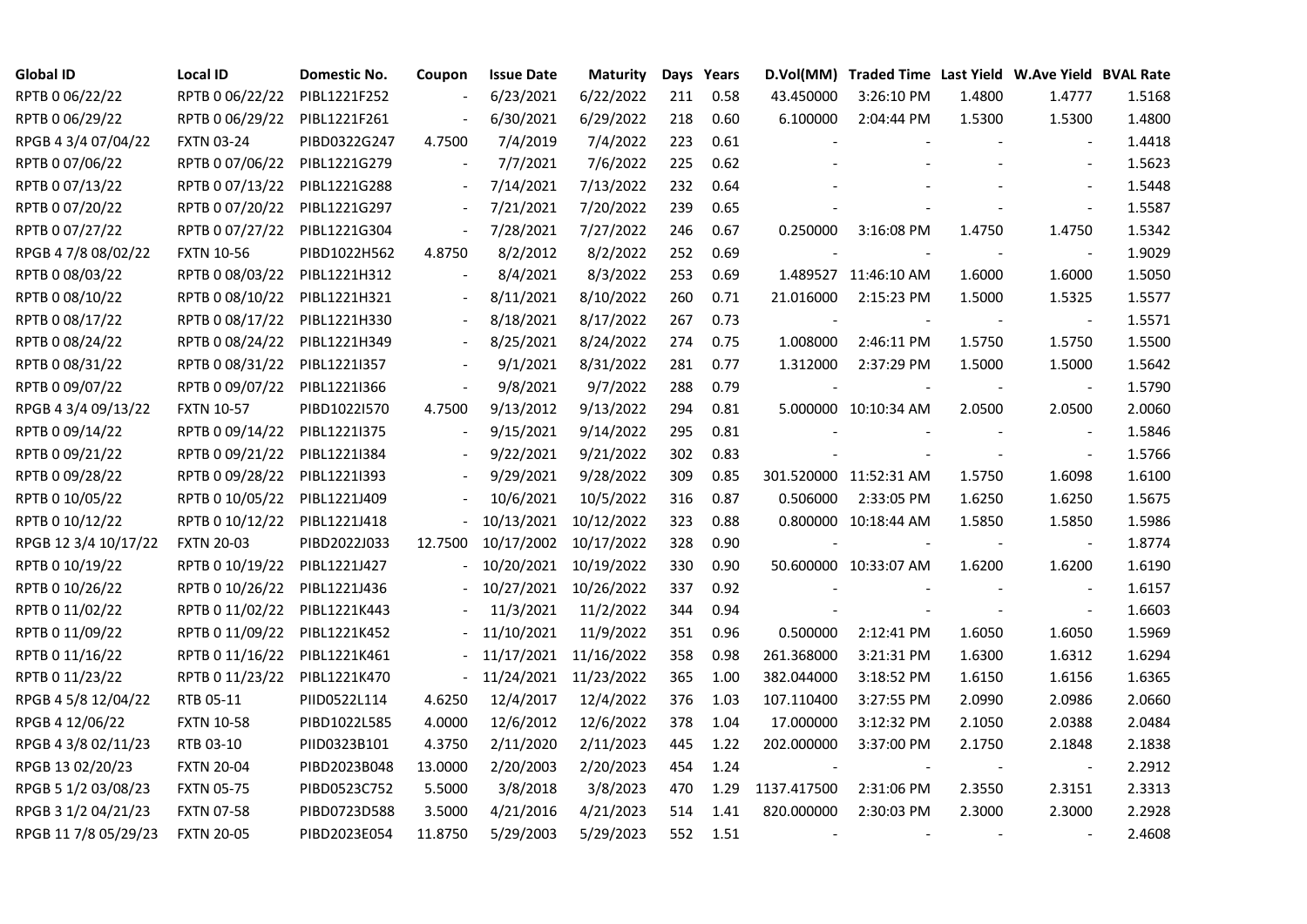| Global ID | Local ID | Domestic No. | Coupon | Issue Date | Maturity | Days | Years | D.Vol(MM) | Traded Time | Last Yield | W.Ave Yield | BVAL Rate |
|---|---|---|---|---|---|---|---|---|---|---|---|---|
| RPTB 0 06/22/22 | RPTB 0 06/22/22 | PIBL1221F252 | - | 6/23/2021 | 6/22/2022 | 211 | 0.58 | 43.450000 | 3:26:10 PM | 1.4800 | 1.4777 | 1.5168 |
| RPTB 0 06/29/22 | RPTB 0 06/29/22 | PIBL1221F261 | - | 6/30/2021 | 6/29/2022 | 218 | 0.60 | 6.100000 | 2:04:44 PM | 1.5300 | 1.5300 | 1.4800 |
| RPGB 4 3/4 07/04/22 | FXTN 03-24 | PIBD0322G247 | 4.7500 | 7/4/2019 | 7/4/2022 | 223 | 0.61 | - | - | - | - | 1.4418 |
| RPTB 0 07/06/22 | RPTB 0 07/06/22 | PIBL1221G279 | - | 7/7/2021 | 7/6/2022 | 225 | 0.62 | - | - | - | - | 1.5623 |
| RPTB 0 07/13/22 | RPTB 0 07/13/22 | PIBL1221G288 | - | 7/14/2021 | 7/13/2022 | 232 | 0.64 | - | - | - | - | 1.5448 |
| RPTB 0 07/20/22 | RPTB 0 07/20/22 | PIBL1221G297 | - | 7/21/2021 | 7/20/2022 | 239 | 0.65 | - | - | - | - | 1.5587 |
| RPTB 0 07/27/22 | RPTB 0 07/27/22 | PIBL1221G304 | - | 7/28/2021 | 7/27/2022 | 246 | 0.67 | 0.250000 | 3:16:08 PM | 1.4750 | 1.4750 | 1.5342 |
| RPGB 4 7/8 08/02/22 | FXTN 10-56 | PIBD1022H562 | 4.8750 | 8/2/2012 | 8/2/2022 | 252 | 0.69 | - | - | - | - | 1.9029 |
| RPTB 0 08/03/22 | RPTB 0 08/03/22 | PIBL1221H312 | - | 8/4/2021 | 8/3/2022 | 253 | 0.69 | 1.489527 | 11:46:10 AM | 1.6000 | 1.6000 | 1.5050 |
| RPTB 0 08/10/22 | RPTB 0 08/10/22 | PIBL1221H321 | - | 8/11/2021 | 8/10/2022 | 260 | 0.71 | 21.016000 | 2:15:23 PM | 1.5000 | 1.5325 | 1.5577 |
| RPTB 0 08/17/22 | RPTB 0 08/17/22 | PIBL1221H330 | - | 8/18/2021 | 8/17/2022 | 267 | 0.73 | - | - | - | - | 1.5571 |
| RPTB 0 08/24/22 | RPTB 0 08/24/22 | PIBL1221H349 | - | 8/25/2021 | 8/24/2022 | 274 | 0.75 | 1.008000 | 2:46:11 PM | 1.5750 | 1.5750 | 1.5500 |
| RPTB 0 08/31/22 | RPTB 0 08/31/22 | PIBL1221I357 | - | 9/1/2021 | 8/31/2022 | 281 | 0.77 | 1.312000 | 2:37:29 PM | 1.5000 | 1.5000 | 1.5642 |
| RPTB 0 09/07/22 | RPTB 0 09/07/22 | PIBL1221I366 | - | 9/8/2021 | 9/7/2022 | 288 | 0.79 | - | - | - | - | 1.5790 |
| RPGB 4 3/4 09/13/22 | FXTN 10-57 | PIBD1022I570 | 4.7500 | 9/13/2012 | 9/13/2022 | 294 | 0.81 | 5.000000 | 10:10:34 AM | 2.0500 | 2.0500 | 2.0060 |
| RPTB 0 09/14/22 | RPTB 0 09/14/22 | PIBL1221I375 | - | 9/15/2021 | 9/14/2022 | 295 | 0.81 | - | - | - | - | 1.5846 |
| RPTB 0 09/21/22 | RPTB 0 09/21/22 | PIBL1221I384 | - | 9/22/2021 | 9/21/2022 | 302 | 0.83 | - | - | - | - | 1.5766 |
| RPTB 0 09/28/22 | RPTB 0 09/28/22 | PIBL1221I393 | - | 9/29/2021 | 9/28/2022 | 309 | 0.85 | 301.520000 | 11:52:31 AM | 1.5750 | 1.6098 | 1.6100 |
| RPTB 0 10/05/22 | RPTB 0 10/05/22 | PIBL1221J409 | - | 10/6/2021 | 10/5/2022 | 316 | 0.87 | 0.506000 | 2:33:05 PM | 1.6250 | 1.6250 | 1.5675 |
| RPTB 0 10/12/22 | RPTB 0 10/12/22 | PIBL1221J418 | - | 10/13/2021 | 10/12/2022 | 323 | 0.88 | 0.800000 | 10:18:44 AM | 1.5850 | 1.5850 | 1.5986 |
| RPGB 12 3/4 10/17/22 | FXTN 20-03 | PIBD2022J033 | 12.7500 | 10/17/2002 | 10/17/2022 | 328 | 0.90 | - | - | - | - | 1.8774 |
| RPTB 0 10/19/22 | RPTB 0 10/19/22 | PIBL1221J427 | - | 10/20/2021 | 10/19/2022 | 330 | 0.90 | 50.600000 | 10:33:07 AM | 1.6200 | 1.6200 | 1.6190 |
| RPTB 0 10/26/22 | RPTB 0 10/26/22 | PIBL1221J436 | - | 10/27/2021 | 10/26/2022 | 337 | 0.92 | - | - | - | - | 1.6157 |
| RPTB 0 11/02/22 | RPTB 0 11/02/22 | PIBL1221K443 | - | 11/3/2021 | 11/2/2022 | 344 | 0.94 | - | - | - | - | 1.6603 |
| RPTB 0 11/09/22 | RPTB 0 11/09/22 | PIBL1221K452 | - | 11/10/2021 | 11/9/2022 | 351 | 0.96 | 0.500000 | 2:12:41 PM | 1.6050 | 1.6050 | 1.5969 |
| RPTB 0 11/16/22 | RPTB 0 11/16/22 | PIBL1221K461 | - | 11/17/2021 | 11/16/2022 | 358 | 0.98 | 261.368000 | 3:21:31 PM | 1.6300 | 1.6312 | 1.6294 |
| RPTB 0 11/23/22 | RPTB 0 11/23/22 | PIBL1221K470 | - | 11/24/2021 | 11/23/2022 | 365 | 1.00 | 382.044000 | 3:18:52 PM | 1.6150 | 1.6156 | 1.6365 |
| RPGB 4 5/8 12/04/22 | RTB 05-11 | PIID0522L114 | 4.6250 | 12/4/2017 | 12/4/2022 | 376 | 1.03 | 107.110400 | 3:27:55 PM | 2.0990 | 2.0986 | 2.0660 |
| RPGB 4 12/06/22 | FXTN 10-58 | PIBD1022L585 | 4.0000 | 12/6/2012 | 12/6/2022 | 378 | 1.04 | 17.000000 | 3:12:32 PM | 2.1050 | 2.0388 | 2.0484 |
| RPGB 4 3/8 02/11/23 | RTB 03-10 | PIID0323B101 | 4.3750 | 2/11/2020 | 2/11/2023 | 445 | 1.22 | 202.000000 | 3:37:00 PM | 2.1750 | 2.1848 | 2.1838 |
| RPGB 13 02/20/23 | FXTN 20-04 | PIBD2023B048 | 13.0000 | 2/20/2003 | 2/20/2023 | 454 | 1.24 | - | - | - | - | 2.2912 |
| RPGB 5 1/2 03/08/23 | FXTN 05-75 | PIBD0523C752 | 5.5000 | 3/8/2018 | 3/8/2023 | 470 | 1.29 | 1137.417500 | 2:31:06 PM | 2.3550 | 2.3151 | 2.3313 |
| RPGB 3 1/2 04/21/23 | FXTN 07-58 | PIBD0723D588 | 3.5000 | 4/21/2016 | 4/21/2023 | 514 | 1.41 | 820.000000 | 2:30:03 PM | 2.3000 | 2.3000 | 2.2928 |
| RPGB 11 7/8 05/29/23 | FXTN 20-05 | PIBD2023E054 | 11.8750 | 5/29/2003 | 5/29/2023 | 552 | 1.51 | - | - | - | - | 2.4608 |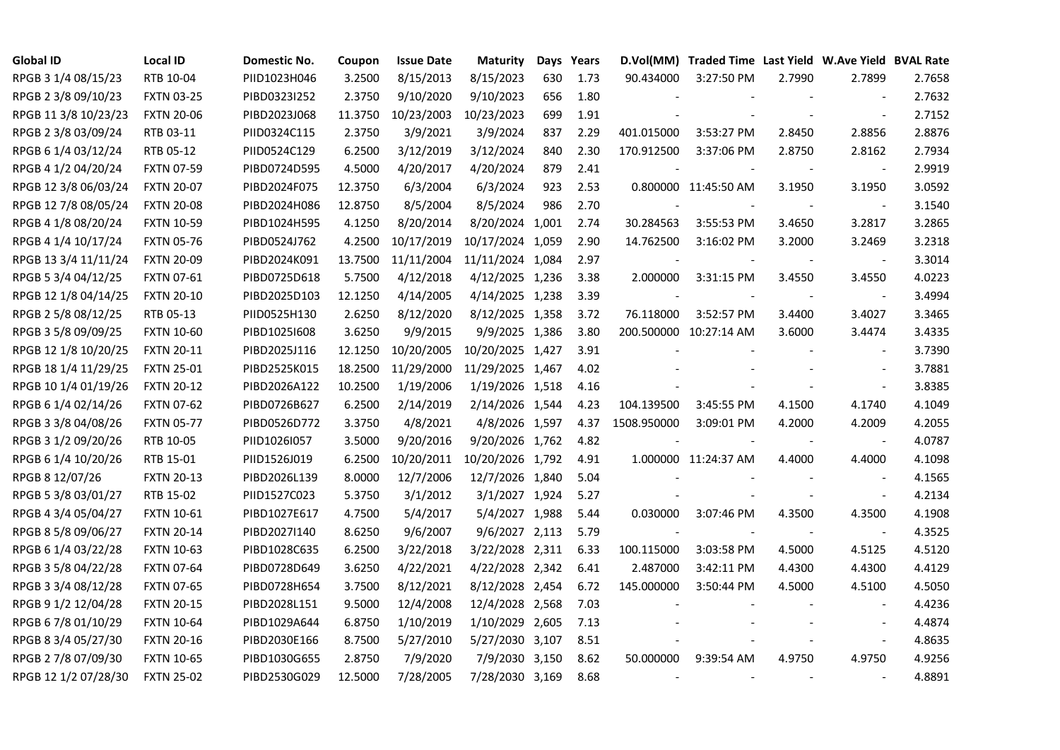| Global ID | Local ID | Domestic No. | Coupon | Issue Date | Maturity | Days | Years | D.Vol(MM) | Traded Time | Last Yield | W.Ave Yield | BVAL Rate |
|---|---|---|---|---|---|---|---|---|---|---|---|---|
| RPGB 3 1/4 08/15/23 | RTB 10-04 | PIID1023H046 | 3.2500 | 8/15/2013 | 8/15/2023 | 630 | 1.73 | 90.434000 | 3:27:50 PM | 2.7990 | 2.7899 | 2.7658 |
| RPGB 2 3/8 09/10/23 | FXTN 03-25 | PIBD0323I252 | 2.3750 | 9/10/2020 | 9/10/2023 | 656 | 1.80 | - | - | - | - | 2.7632 |
| RPGB 11 3/8 10/23/23 | FXTN 20-06 | PIBD2023J068 | 11.3750 | 10/23/2003 | 10/23/2023 | 699 | 1.91 | - | - | - | - | 2.7152 |
| RPGB 2 3/8 03/09/24 | RTB 03-11 | PIID0324C115 | 2.3750 | 3/9/2021 | 3/9/2024 | 837 | 2.29 | 401.015000 | 3:53:27 PM | 2.8450 | 2.8856 | 2.8876 |
| RPGB 6 1/4 03/12/24 | RTB 05-12 | PIID0524C129 | 6.2500 | 3/12/2019 | 3/12/2024 | 840 | 2.30 | 170.912500 | 3:37:06 PM | 2.8750 | 2.8162 | 2.7934 |
| RPGB 4 1/2 04/20/24 | FXTN 07-59 | PIBD0724D595 | 4.5000 | 4/20/2017 | 4/20/2024 | 879 | 2.41 | - | - | - | - | 2.9919 |
| RPGB 12 3/8 06/03/24 | FXTN 20-07 | PIBD2024F075 | 12.3750 | 6/3/2004 | 6/3/2024 | 923 | 2.53 | 0.800000 | 11:45:50 AM | 3.1950 | 3.1950 | 3.0592 |
| RPGB 12 7/8 08/05/24 | FXTN 20-08 | PIBD2024H086 | 12.8750 | 8/5/2004 | 8/5/2024 | 986 | 2.70 | - | - | - | - | 3.1540 |
| RPGB 4 1/8 08/20/24 | FXTN 10-59 | PIBD1024H595 | 4.1250 | 8/20/2014 | 8/20/2024 | 1,001 | 2.74 | 30.284563 | 3:55:53 PM | 3.4650 | 3.2817 | 3.2865 |
| RPGB 4 1/4 10/17/24 | FXTN 05-76 | PIBD0524J762 | 4.2500 | 10/17/2019 | 10/17/2024 | 1,059 | 2.90 | 14.762500 | 3:16:02 PM | 3.2000 | 3.2469 | 3.2318 |
| RPGB 13 3/4 11/11/24 | FXTN 20-09 | PIBD2024K091 | 13.7500 | 11/11/2004 | 11/11/2024 | 1,084 | 2.97 | - | - | - | - | 3.3014 |
| RPGB 5 3/4 04/12/25 | FXTN 07-61 | PIBD0725D618 | 5.7500 | 4/12/2018 | 4/12/2025 | 1,236 | 3.38 | 2.000000 | 3:31:15 PM | 3.4550 | 3.4550 | 4.0223 |
| RPGB 12 1/8 04/14/25 | FXTN 20-10 | PIBD2025D103 | 12.1250 | 4/14/2005 | 4/14/2025 | 1,238 | 3.39 | - | - | - | - | 3.4994 |
| RPGB 2 5/8 08/12/25 | RTB 05-13 | PIID0525H130 | 2.6250 | 8/12/2020 | 8/12/2025 | 1,358 | 3.72 | 76.118000 | 3:52:57 PM | 3.4400 | 3.4027 | 3.3465 |
| RPGB 3 5/8 09/09/25 | FXTN 10-60 | PIBD1025I608 | 3.6250 | 9/9/2015 | 9/9/2025 | 1,386 | 3.80 | 200.500000 | 10:27:14 AM | 3.6000 | 3.4474 | 3.4335 |
| RPGB 12 1/8 10/20/25 | FXTN 20-11 | PIBD2025J116 | 12.1250 | 10/20/2005 | 10/20/2025 | 1,427 | 3.91 | - | - | - | - | 3.7390 |
| RPGB 18 1/4 11/29/25 | FXTN 25-01 | PIBD2525K015 | 18.2500 | 11/29/2000 | 11/29/2025 | 1,467 | 4.02 | - | - | - | - | 3.7881 |
| RPGB 10 1/4 01/19/26 | FXTN 20-12 | PIBD2026A122 | 10.2500 | 1/19/2006 | 1/19/2026 | 1,518 | 4.16 | - | - | - | - | 3.8385 |
| RPGB 6 1/4 02/14/26 | FXTN 07-62 | PIBD0726B627 | 6.2500 | 2/14/2019 | 2/14/2026 | 1,544 | 4.23 | 104.139500 | 3:45:55 PM | 4.1500 | 4.1740 | 4.1049 |
| RPGB 3 3/8 04/08/26 | FXTN 05-77 | PIBD0526D772 | 3.3750 | 4/8/2021 | 4/8/2026 | 1,597 | 4.37 | 1508.950000 | 3:09:01 PM | 4.2000 | 4.2009 | 4.2055 |
| RPGB 3 1/2 09/20/26 | RTB 10-05 | PIID1026I057 | 3.5000 | 9/20/2016 | 9/20/2026 | 1,762 | 4.82 | - | - | - | - | 4.0787 |
| RPGB 6 1/4 10/20/26 | RTB 15-01 | PIID1526J019 | 6.2500 | 10/20/2011 | 10/20/2026 | 1,792 | 4.91 | 1.000000 | 11:24:37 AM | 4.4000 | 4.4000 | 4.1098 |
| RPGB 8 12/07/26 | FXTN 20-13 | PIBD2026L139 | 8.0000 | 12/7/2006 | 12/7/2026 | 1,840 | 5.04 | - | - | - | - | 4.1565 |
| RPGB 5 3/8 03/01/27 | RTB 15-02 | PIID1527C023 | 5.3750 | 3/1/2012 | 3/1/2027 | 1,924 | 5.27 | - | - | - | - | 4.2134 |
| RPGB 4 3/4 05/04/27 | FXTN 10-61 | PIBD1027E617 | 4.7500 | 5/4/2017 | 5/4/2027 | 1,988 | 5.44 | 0.030000 | 3:07:46 PM | 4.3500 | 4.3500 | 4.1908 |
| RPGB 8 5/8 09/06/27 | FXTN 20-14 | PIBD2027I140 | 8.6250 | 9/6/2007 | 9/6/2027 | 2,113 | 5.79 | - | - | - | - | 4.3525 |
| RPGB 6 1/4 03/22/28 | FXTN 10-63 | PIBD1028C635 | 6.2500 | 3/22/2018 | 3/22/2028 | 2,311 | 6.33 | 100.115000 | 3:03:58 PM | 4.5000 | 4.5125 | 4.5120 |
| RPGB 3 5/8 04/22/28 | FXTN 07-64 | PIBD0728D649 | 3.6250 | 4/22/2021 | 4/22/2028 | 2,342 | 6.41 | 2.487000 | 3:42:11 PM | 4.4300 | 4.4300 | 4.4129 |
| RPGB 3 3/4 08/12/28 | FXTN 07-65 | PIBD0728H654 | 3.7500 | 8/12/2021 | 8/12/2028 | 2,454 | 6.72 | 145.000000 | 3:50:44 PM | 4.5000 | 4.5100 | 4.5050 |
| RPGB 9 1/2 12/04/28 | FXTN 20-15 | PIBD2028L151 | 9.5000 | 12/4/2008 | 12/4/2028 | 2,568 | 7.03 | - | - | - | - | 4.4236 |
| RPGB 6 7/8 01/10/29 | FXTN 10-64 | PIBD1029A644 | 6.8750 | 1/10/2019 | 1/10/2029 | 2,605 | 7.13 | - | - | - | - | 4.4874 |
| RPGB 8 3/4 05/27/30 | FXTN 20-16 | PIBD2030E166 | 8.7500 | 5/27/2010 | 5/27/2030 | 3,107 | 8.51 | - | - | - | - | 4.8635 |
| RPGB 2 7/8 07/09/30 | FXTN 10-65 | PIBD1030G655 | 2.8750 | 7/9/2020 | 7/9/2030 | 3,150 | 8.62 | 50.000000 | 9:39:54 AM | 4.9750 | 4.9750 | 4.9256 |
| RPGB 12 1/2 07/28/30 | FXTN 25-02 | PIBD2530G029 | 12.5000 | 7/28/2005 | 7/28/2030 | 3,169 | 8.68 | - | - | - | - | 4.8891 |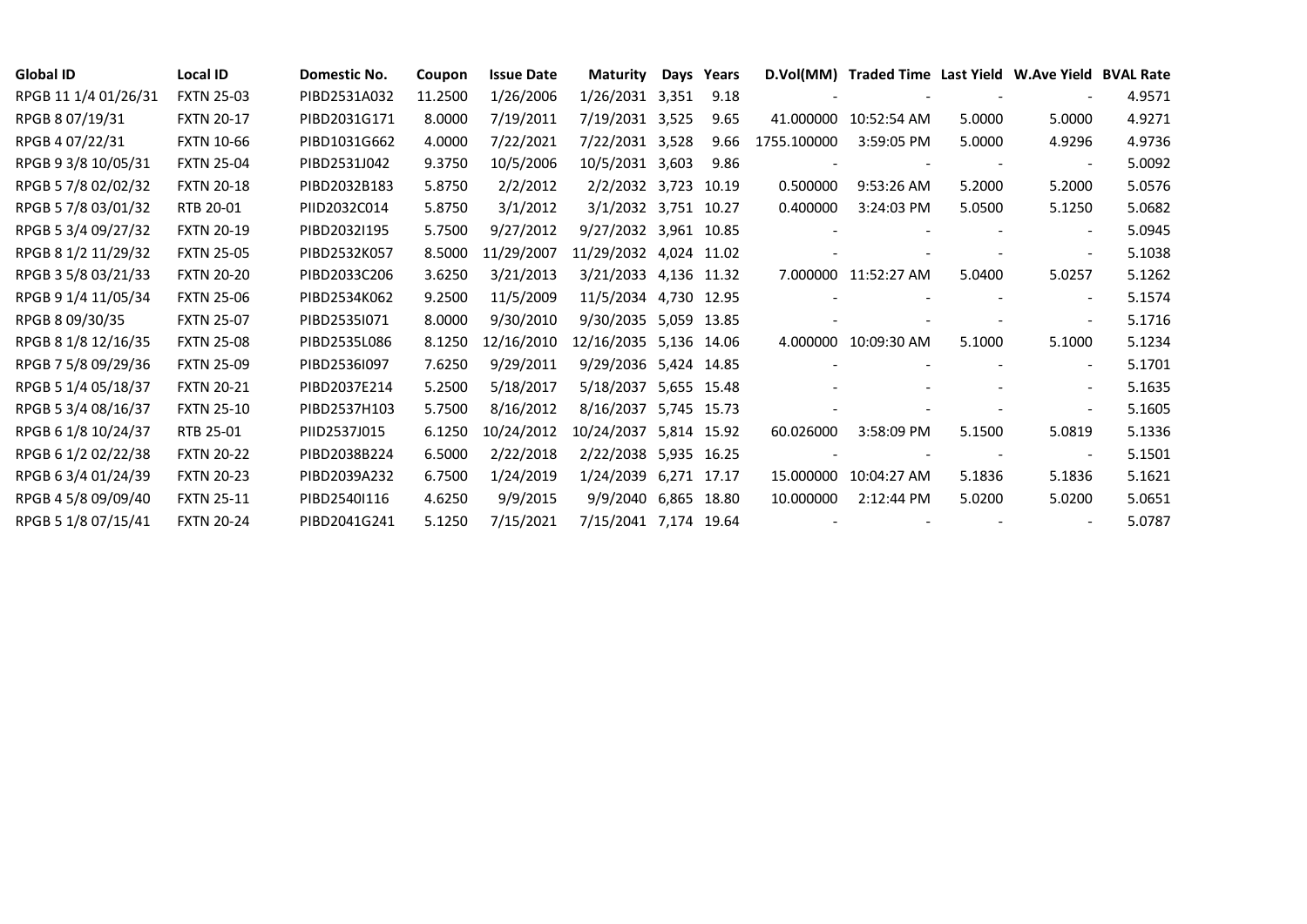| Global ID | Local ID | Domestic No. | Coupon | Issue Date | Maturity | Days | Years | D.Vol(MM) | Traded Time | Last Yield | W.Ave Yield | BVAL Rate |
|---|---|---|---|---|---|---|---|---|---|---|---|---|
| RPGB 11 1/4 01/26/31 | FXTN 25-03 | PIBD2531A032 | 11.2500 | 1/26/2006 | 1/26/2031 | 3,351 | 9.18 | - | - | - | - | 4.9571 |
| RPGB 8 07/19/31 | FXTN 20-17 | PIBD2031G171 | 8.0000 | 7/19/2011 | 7/19/2031 | 3,525 | 9.65 | 41.000000 | 10:52:54 AM | 5.0000 | 5.0000 | 4.9271 |
| RPGB 4 07/22/31 | FXTN 10-66 | PIBD1031G662 | 4.0000 | 7/22/2021 | 7/22/2031 | 3,528 | 9.66 | 1755.100000 | 3:59:05 PM | 5.0000 | 4.9296 | 4.9736 |
| RPGB 9 3/8 10/05/31 | FXTN 25-04 | PIBD2531J042 | 9.3750 | 10/5/2006 | 10/5/2031 | 3,603 | 9.86 | - | - | - | - | 5.0092 |
| RPGB 5 7/8 02/02/32 | FXTN 20-18 | PIBD2032B183 | 5.8750 | 2/2/2012 | 2/2/2032 | 3,723 | 10.19 | 0.500000 | 9:53:26 AM | 5.2000 | 5.2000 | 5.0576 |
| RPGB 5 7/8 03/01/32 | RTB 20-01 | PIID2032C014 | 5.8750 | 3/1/2012 | 3/1/2032 | 3,751 | 10.27 | 0.400000 | 3:24:03 PM | 5.0500 | 5.1250 | 5.0682 |
| RPGB 5 3/4 09/27/32 | FXTN 20-19 | PIBD2032I195 | 5.7500 | 9/27/2012 | 9/27/2032 | 3,961 | 10.85 | - | - | - | - | 5.0945 |
| RPGB 8 1/2 11/29/32 | FXTN 25-05 | PIBD2532K057 | 8.5000 | 11/29/2007 | 11/29/2032 | 4,024 | 11.02 | - | - | - | - | 5.1038 |
| RPGB 3 5/8 03/21/33 | FXTN 20-20 | PIBD2033C206 | 3.6250 | 3/21/2013 | 3/21/2033 | 4,136 | 11.32 | 7.000000 | 11:52:27 AM | 5.0400 | 5.0257 | 5.1262 |
| RPGB 9 1/4 11/05/34 | FXTN 25-06 | PIBD2534K062 | 9.2500 | 11/5/2009 | 11/5/2034 | 4,730 | 12.95 | - | - | - | - | 5.1574 |
| RPGB 8 09/30/35 | FXTN 25-07 | PIBD2535I071 | 8.0000 | 9/30/2010 | 9/30/2035 | 5,059 | 13.85 | - | - | - | - | 5.1716 |
| RPGB 8 1/8 12/16/35 | FXTN 25-08 | PIBD2535L086 | 8.1250 | 12/16/2010 | 12/16/2035 | 5,136 | 14.06 | 4.000000 | 10:09:30 AM | 5.1000 | 5.1000 | 5.1234 |
| RPGB 7 5/8 09/29/36 | FXTN 25-09 | PIBD2536I097 | 7.6250 | 9/29/2011 | 9/29/2036 | 5,424 | 14.85 | - | - | - | - | 5.1701 |
| RPGB 5 1/4 05/18/37 | FXTN 20-21 | PIBD2037E214 | 5.2500 | 5/18/2017 | 5/18/2037 | 5,655 | 15.48 | - | - | - | - | 5.1635 |
| RPGB 5 3/4 08/16/37 | FXTN 25-10 | PIBD2537H103 | 5.7500 | 8/16/2012 | 8/16/2037 | 5,745 | 15.73 | - | - | - | - | 5.1605 |
| RPGB 6 1/8 10/24/37 | RTB 25-01 | PIID2537J015 | 6.1250 | 10/24/2012 | 10/24/2037 | 5,814 | 15.92 | 60.026000 | 3:58:09 PM | 5.1500 | 5.0819 | 5.1336 |
| RPGB 6 1/2 02/22/38 | FXTN 20-22 | PIBD2038B224 | 6.5000 | 2/22/2018 | 2/22/2038 | 5,935 | 16.25 | - | - | - | - | 5.1501 |
| RPGB 6 3/4 01/24/39 | FXTN 20-23 | PIBD2039A232 | 6.7500 | 1/24/2019 | 1/24/2039 | 6,271 | 17.17 | 15.000000 | 10:04:27 AM | 5.1836 | 5.1836 | 5.1621 |
| RPGB 4 5/8 09/09/40 | FXTN 25-11 | PIBD2540I116 | 4.6250 | 9/9/2015 | 9/9/2040 | 6,865 | 18.80 | 10.000000 | 2:12:44 PM | 5.0200 | 5.0200 | 5.0651 |
| RPGB 5 1/8 07/15/41 | FXTN 20-24 | PIBD2041G241 | 5.1250 | 7/15/2021 | 7/15/2041 | 7,174 | 19.64 | - | - | - | - | 5.0787 |